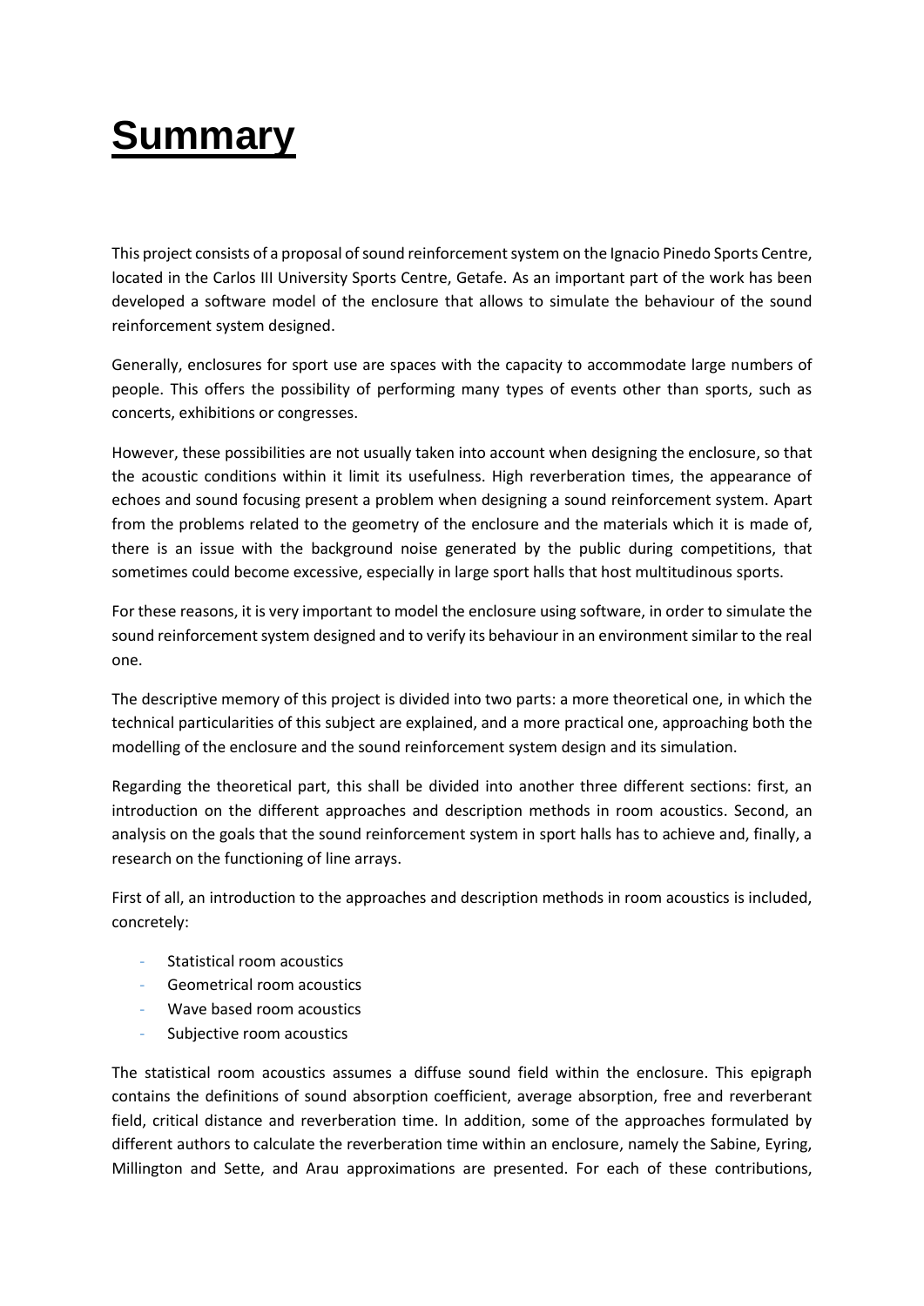# Summary

This project consists of a proposal of sound reinforcement system on the Ignacio Pinedo Sports Centre, located in the Carlos III University Sports Centre, Getafe. As an important part of the work has been developed a software model of the enclosure that allows to simulate the behaviour of the sound reinforcement system designed.

Generally, enclosures for sport use are spaces with the capacity to accommodate large numbers of people. This offers the possibility of performing many types of events other than sports, such as concerts, exhibitions or congresses.

However, these possibilities are not usually taken into account when designing the enclosure, so that the acoustic conditions within it limit its usefulness. High reverberation times, the appearance of echoes and sound focusing present a problem when designing a sound reinforcement system. Apart from the problems related to the geometry of the enclosure and the materials which it is made of, there is an issue with the background noise generated by the public during competitions, that sometimes could become excessive, especially in large sport halls that host multitudinous sports.

For these reasons, it is very important to model the enclosure using software, in order to simulate the sound reinforcement system designed and to verify its behaviour in an environment similar to the real one.

The descriptive memory of this project is divided into two parts: a more theoretical one, in which the technical particularities of this subject are explained, and a more practical one, approaching both the modelling of the enclosure and the sound reinforcement system design and its simulation.

Regarding the theoretical part, this shall be divided into another three different sections: first, an introduction on the different approaches and description methods in room acoustics. Second, an analysis on the goals that the sound reinforcement system in sport halls has to achieve and, finally, a research on the functioning of line arrays.

First of all, an introduction to the approaches and description methods in room acoustics is included, concretely:

- Statistical room acoustics
- Geometrical room acoustics
- Wave based room acoustics
- Subjective room acoustics

The statistical room acoustics assumes a diffuse sound field within the enclosure. This epigraph contains the definitions of sound absorption coefficient, average absorption, free and reverberant field, critical distance and reverberation time. In addition, some of the approaches formulated by different authors to calculate the reverberation time within an enclosure, namely the Sabine, Eyring, Millington and Sette, and Arau approximations are presented. For each of these contributions,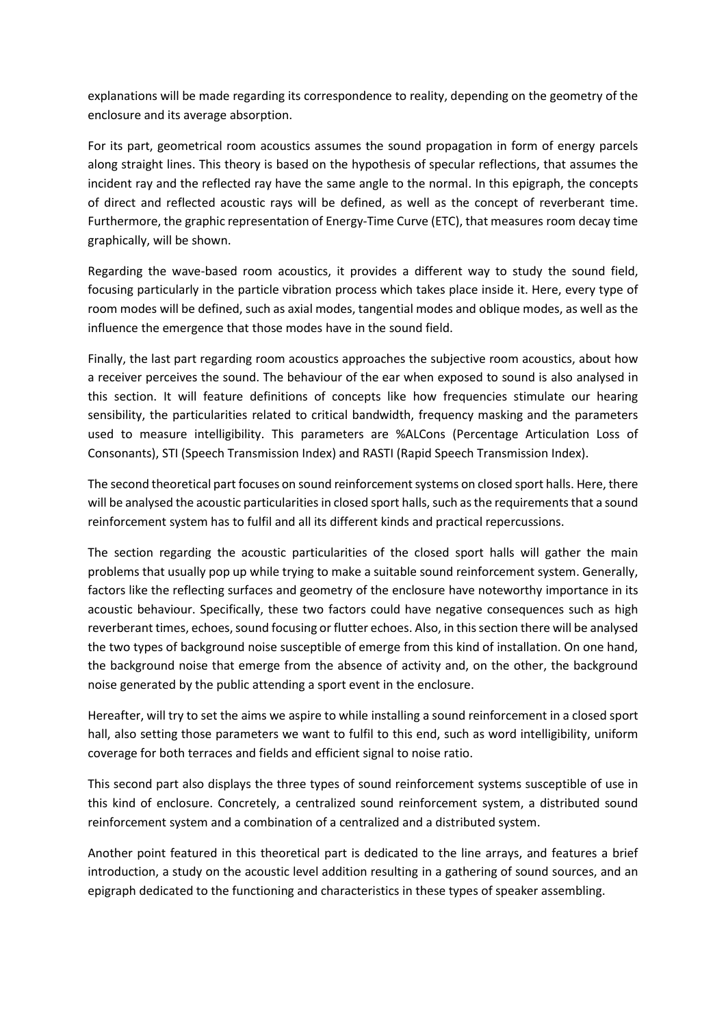explanations will be made regarding its correspondence to reality, depending on the geometry of the enclosure and its average absorption.

For its part, geometrical room acoustics assumes the sound propagation in form of energy parcels along straight lines. This theory is based on the hypothesis of specular reflections, that assumes the incident ray and the reflected ray have the same angle to the normal. In this epigraph, the concepts of direct and reflected acoustic rays will be defined, as well as the concept of reverberant time. Furthermore, the graphic representation of Energy-Time Curve (ETC), that measures room decay time graphically, will be shown.

Regarding the wave-based room acoustics, it provides a different way to study the sound field, focusing particularly in the particle vibration process which takes place inside it. Here, every type of room modes will be defined, such as axial modes, tangential modes and oblique modes, as well as the influence the emergence that those modes have in the sound field.

Finally, the last part regarding room acoustics approaches the subjective room acoustics, about how a receiver perceives the sound. The behaviour of the ear when exposed to sound is also analysed in this section. It will feature definitions of concepts like how frequencies stimulate our hearing sensibility, the particularities related to critical bandwidth, frequency masking and the parameters used to measure intelligibility. This parameters are %ALCons (Percentage Articulation Loss of Consonants), STI (Speech Transmission Index) and RASTI (Rapid Speech Transmission Index).

The second theoretical part focuses on sound reinforcement systems on closed sport halls. Here, there will be analysed the acoustic particularities in closed sport halls, such as the requirements that a sound reinforcement system has to fulfil and all its different kinds and practical repercussions.

The section regarding the acoustic particularities of the closed sport halls will gather the main problems that usually pop up while trying to make a suitable sound reinforcement system. Generally, factors like the reflecting surfaces and geometry of the enclosure have noteworthy importance in its acoustic behaviour. Specifically, these two factors could have negative consequences such as high reverberant times, echoes, sound focusing or flutter echoes. Also, in this section there will be analysed the two types of background noise susceptible of emerge from this kind of installation. On one hand, the background noise that emerge from the absence of activity and, on the other, the background noise generated by the public attending a sport event in the enclosure.

Hereafter, will try to set the aims we aspire to while installing a sound reinforcement in a closed sport hall, also setting those parameters we want to fulfil to this end, such as word intelligibility, uniform coverage for both terraces and fields and efficient signal to noise ratio.

This second part also displays the three types of sound reinforcement systems susceptible of use in this kind of enclosure. Concretely, a centralized sound reinforcement system, a distributed sound reinforcement system and a combination of a centralized and a distributed system.

Another point featured in this theoretical part is dedicated to the line arrays, and features a brief introduction, a study on the acoustic level addition resulting in a gathering of sound sources, and an epigraph dedicated to the functioning and characteristics in these types of speaker assembling.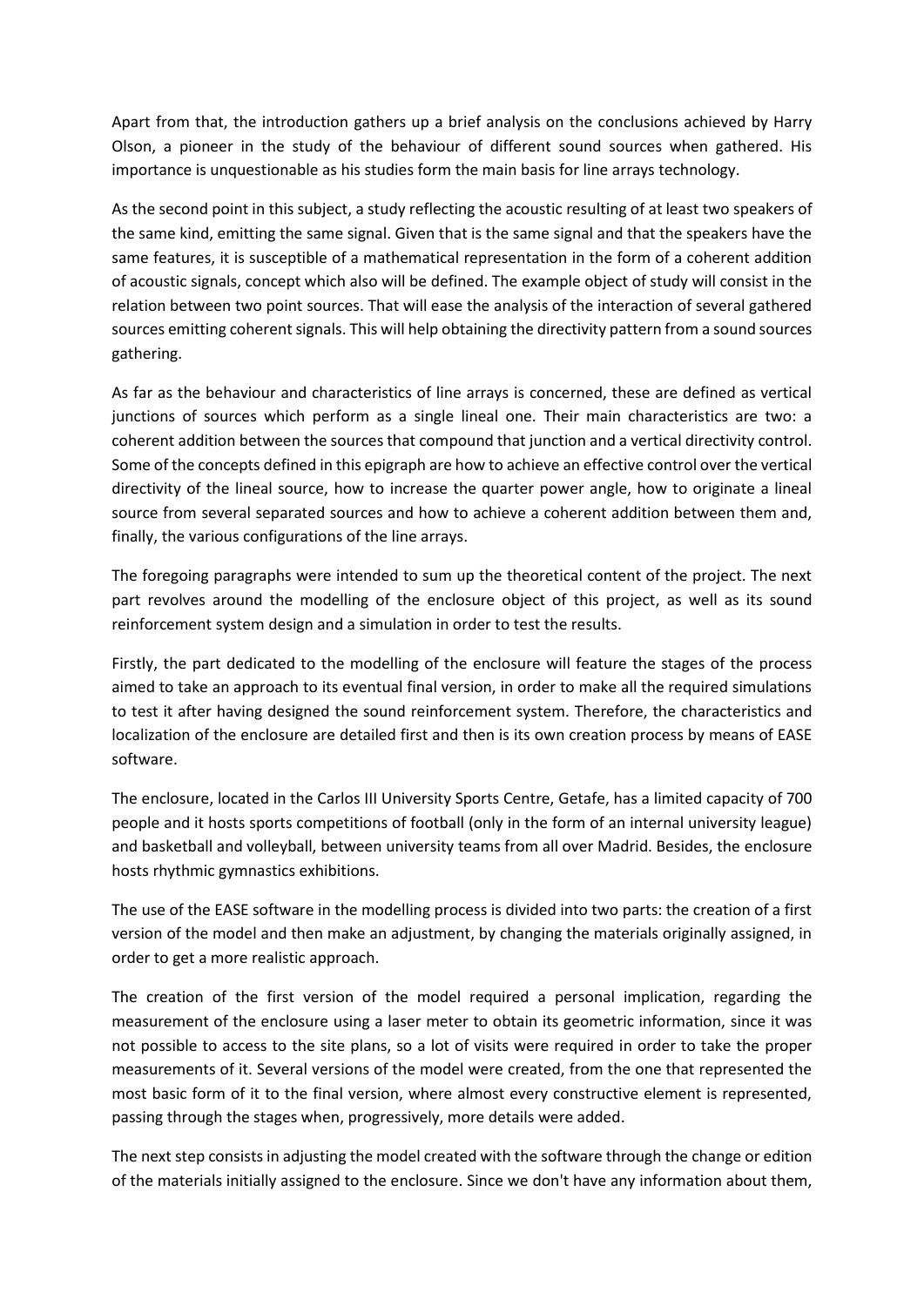Apart from that, the introduction gathers up a brief analysis on the conclusions achieved by Harry Olson, a pioneer in the study of the behaviour of different sound sources when gathered. His importance is unquestionable as his studies form the main basis for line arrays technology.

As the second point in this subject, a study reflecting the acoustic resulting of at least two speakers of the same kind, emitting the same signal. Given that is the same signal and that the speakers have the same features, it is susceptible of a mathematical representation in the form of a coherent addition of acoustic signals, concept which also will be defined. The example object of study will consist in the relation between two point sources. That will ease the analysis of the interaction of several gathered sources emitting coherent signals. This will help obtaining the directivity pattern from a sound sources gathering.

As far as the behaviour and characteristics of line arrays is concerned, these are defined as vertical junctions of sources which perform as a single lineal one. Their main characteristics are two: a coherent addition between the sources that compound that junction and a vertical directivity control. Some of the concepts defined in this epigraph are how to achieve an effective control over the vertical directivity of the lineal source, how to increase the quarter power angle, how to originate a lineal source from several separated sources and how to achieve a coherent addition between them and, finally, the various configurations of the line arrays.

The foregoing paragraphs were intended to sum up the theoretical content of the project. The next part revolves around the modelling of the enclosure object of this project, as well as its sound reinforcement system design and a simulation in order to test the results.

Firstly, the part dedicated to the modelling of the enclosure will feature the stages of the process aimed to take an approach to its eventual final version, in order to make all the required simulations to test it after having designed the sound reinforcement system. Therefore, the characteristics and localization of the enclosure are detailed first and then is its own creation process by means of EASE software.

The enclosure, located in the Carlos III University Sports Centre, Getafe, has a limited capacity of 700 people and it hosts sports competitions of football (only in the form of an internal university league) and basketball and volleyball, between university teams from all over Madrid. Besides, the enclosure hosts rhythmic gymnastics exhibitions.

The use of the EASE software in the modelling process is divided into two parts: the creation of a first version of the model and then make an adjustment, by changing the materials originally assigned, in order to get a more realistic approach.

The creation of the first version of the model required a personal implication, regarding the measurement of the enclosure using a laser meter to obtain its geometric information, since it was not possible to access to the site plans, so a lot of visits were required in order to take the proper measurements of it. Several versions of the model were created, from the one that represented the most basic form of it to the final version, where almost every constructive element is represented, passing through the stages when, progressively, more details were added.

The next step consists in adjusting the model created with the software through the change or edition of the materials initially assigned to the enclosure. Since we don't have any information about them,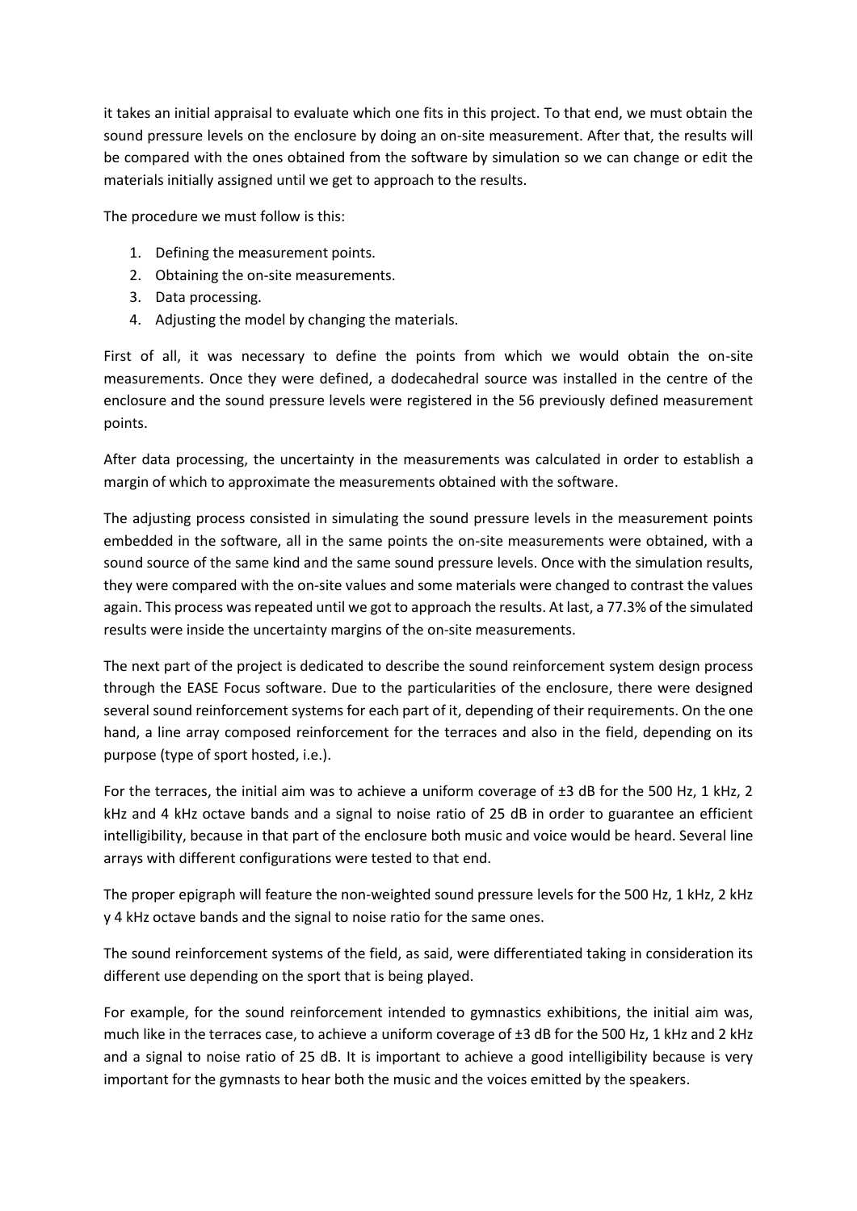it takes an initial appraisal to evaluate which one fits in this project. To that end, we must obtain the sound pressure levels on the enclosure by doing an on-site measurement. After that, the results will be compared with the ones obtained from the software by simulation so we can change or edit the materials initially assigned until we get to approach to the results.

The procedure we must follow is this:

1. Defining the measurement points.
2. Obtaining the on-site measurements.
3. Data processing.
4. Adjusting the model by changing the materials.

First of all, it was necessary to define the points from which we would obtain the on-site measurements. Once they were defined, a dodecahedral source was installed in the centre of the enclosure and the sound pressure levels were registered in the 56 previously defined measurement points.

After data processing, the uncertainty in the measurements was calculated in order to establish a margin of which to approximate the measurements obtained with the software.

The adjusting process consisted in simulating the sound pressure levels in the measurement points embedded in the software, all in the same points the on-site measurements were obtained, with a sound source of the same kind and the same sound pressure levels. Once with the simulation results, they were compared with the on-site values and some materials were changed to contrast the values again. This process was repeated until we got to approach the results. At last, a 77.3% of the simulated results were inside the uncertainty margins of the on-site measurements.

The next part of the project is dedicated to describe the sound reinforcement system design process through the EASE Focus software. Due to the particularities of the enclosure, there were designed several sound reinforcement systems for each part of it, depending of their requirements. On the one hand, a line array composed reinforcement for the terraces and also in the field, depending on its purpose (type of sport hosted, i.e.).

For the terraces, the initial aim was to achieve a uniform coverage of ±3 dB for the 500 Hz, 1 kHz, 2 kHz and 4 kHz octave bands and a signal to noise ratio of 25 dB in order to guarantee an efficient intelligibility, because in that part of the enclosure both music and voice would be heard. Several line arrays with different configurations were tested to that end.

The proper epigraph will feature the non-weighted sound pressure levels for the 500 Hz, 1 kHz, 2 kHz y 4 kHz octave bands and the signal to noise ratio for the same ones.

The sound reinforcement systems of the field, as said, were differentiated taking in consideration its different use depending on the sport that is being played.

For example, for the sound reinforcement intended to gymnastics exhibitions, the initial aim was, much like in the terraces case, to achieve a uniform coverage of ±3 dB for the 500 Hz, 1 kHz and 2 kHz and a signal to noise ratio of 25 dB. It is important to achieve a good intelligibility because is very important for the gymnasts to hear both the music and the voices emitted by the speakers.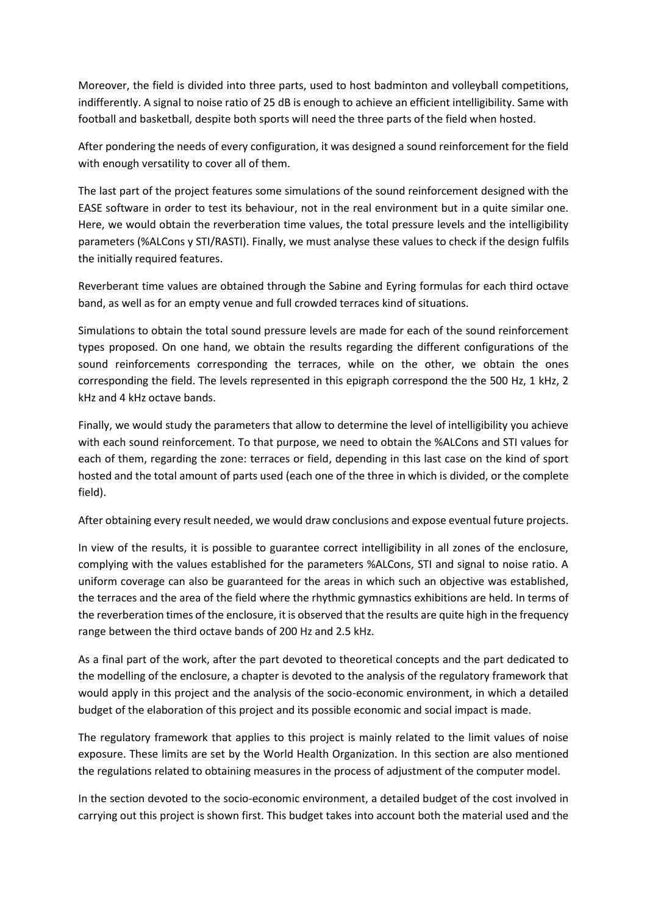Moreover, the field is divided into three parts, used to host badminton and volleyball competitions, indifferently. A signal to noise ratio of 25 dB is enough to achieve an efficient intelligibility. Same with football and basketball, despite both sports will need the three parts of the field when hosted.

After pondering the needs of every configuration, it was designed a sound reinforcement for the field with enough versatility to cover all of them.

The last part of the project features some simulations of the sound reinforcement designed with the EASE software in order to test its behaviour, not in the real environment but in a quite similar one. Here, we would obtain the reverberation time values, the total pressure levels and the intelligibility parameters (%ALCons y STI/RASTI). Finally, we must analyse these values to check if the design fulfils the initially required features.

Reverberant time values are obtained through the Sabine and Eyring formulas for each third octave band, as well as for an empty venue and full crowded terraces kind of situations.

Simulations to obtain the total sound pressure levels are made for each of the sound reinforcement types proposed. On one hand, we obtain the results regarding the different configurations of the sound reinforcements corresponding the terraces, while on the other, we obtain the ones corresponding the field. The levels represented in this epigraph correspond the the 500 Hz, 1 kHz, 2 kHz and 4 kHz octave bands.

Finally, we would study the parameters that allow to determine the level of intelligibility you achieve with each sound reinforcement. To that purpose, we need to obtain the %ALCons and STI values for each of them, regarding the zone: terraces or field, depending in this last case on the kind of sport hosted and the total amount of parts used (each one of the three in which is divided, or the complete field).

After obtaining every result needed, we would draw conclusions and expose eventual future projects.

In view of the results, it is possible to guarantee correct intelligibility in all zones of the enclosure, complying with the values established for the parameters %ALCons, STI and signal to noise ratio. A uniform coverage can also be guaranteed for the areas in which such an objective was established, the terraces and the area of the field where the rhythmic gymnastics exhibitions are held. In terms of the reverberation times of the enclosure, it is observed that the results are quite high in the frequency range between the third octave bands of 200 Hz and 2.5 kHz.

As a final part of the work, after the part devoted to theoretical concepts and the part dedicated to the modelling of the enclosure, a chapter is devoted to the analysis of the regulatory framework that would apply in this project and the analysis of the socio-economic environment, in which a detailed budget of the elaboration of this project and its possible economic and social impact is made.

The regulatory framework that applies to this project is mainly related to the limit values of noise exposure. These limits are set by the World Health Organization. In this section are also mentioned the regulations related to obtaining measures in the process of adjustment of the computer model.

In the section devoted to the socio-economic environment, a detailed budget of the cost involved in carrying out this project is shown first. This budget takes into account both the material used and the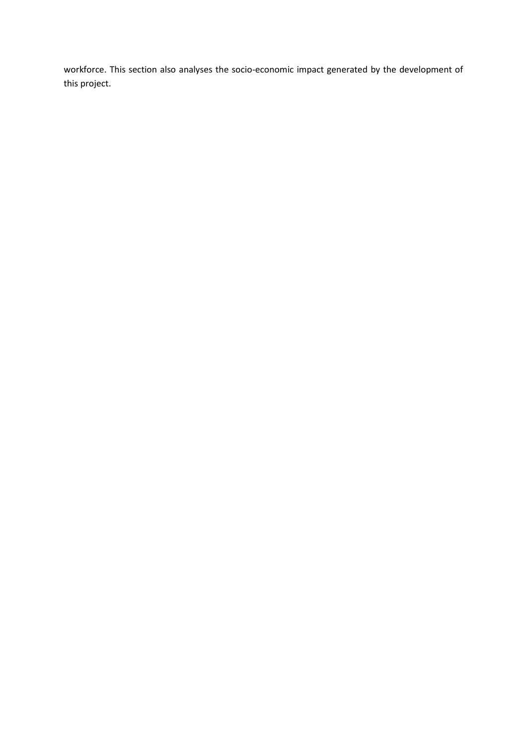workforce. This section also analyses the socio-economic impact generated by the development of this project.